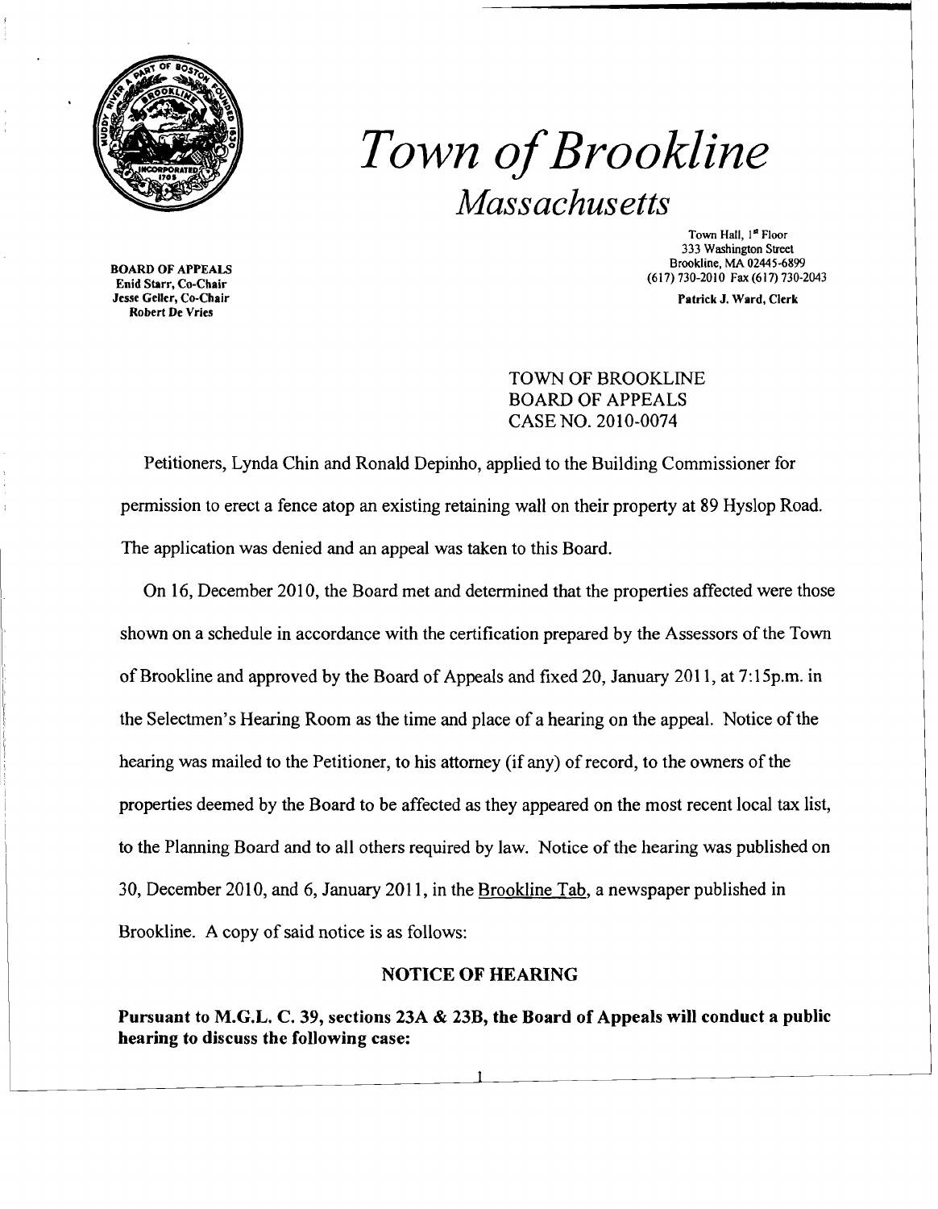# *Town of Brookline*

## *Massachusetts*

BOARD OF APPEALS
Enid Starr, Co-Chair
Jesse Geller, Co-Chair
Robert De Vries

Town Hall, 1st Floor
333 Washington Street
Brookline, MA 02445-6899
(617) 730-2010 Fax (617) 730-2043

Patrick J. Ward, Clerk

TOWN OF BROOKLINE
BOARD OF APPEALS
CASE NO. 2010-0074

Petitioners, Lynda Chin and Ronald Depinho, applied to the Building Commissioner for permission to erect a fence atop an existing retaining wall on their property at 89 Hyslop Road. The application was denied and an appeal was taken to this Board.

On 16, December 2010, the Board met and determined that the properties affected were those shown on a schedule in accordance with the certification prepared by the Assessors of the Town of Brookline and approved by the Board of Appeals and fixed 20, January 2011, at 7:15p.m. in the Selectmen's Hearing Room as the time and place of a hearing on the appeal. Notice of the hearing was mailed to the Petitioner, to his attorney (if any) of record, to the owners of the properties deemed by the Board to be affected as they appeared on the most recent local tax list, to the Planning Board and to all others required by law. Notice of the hearing was published on 30, December 2010, and 6, January 2011, in the Brookline Tab, a newspaper published in Brookline. A copy of said notice is as follows:

**NOTICE OF HEARING**

**Pursuant to M.G.L. C. 39, sections 23A & 23B, the Board of Appeals will conduct a public hearing to discuss the following case:**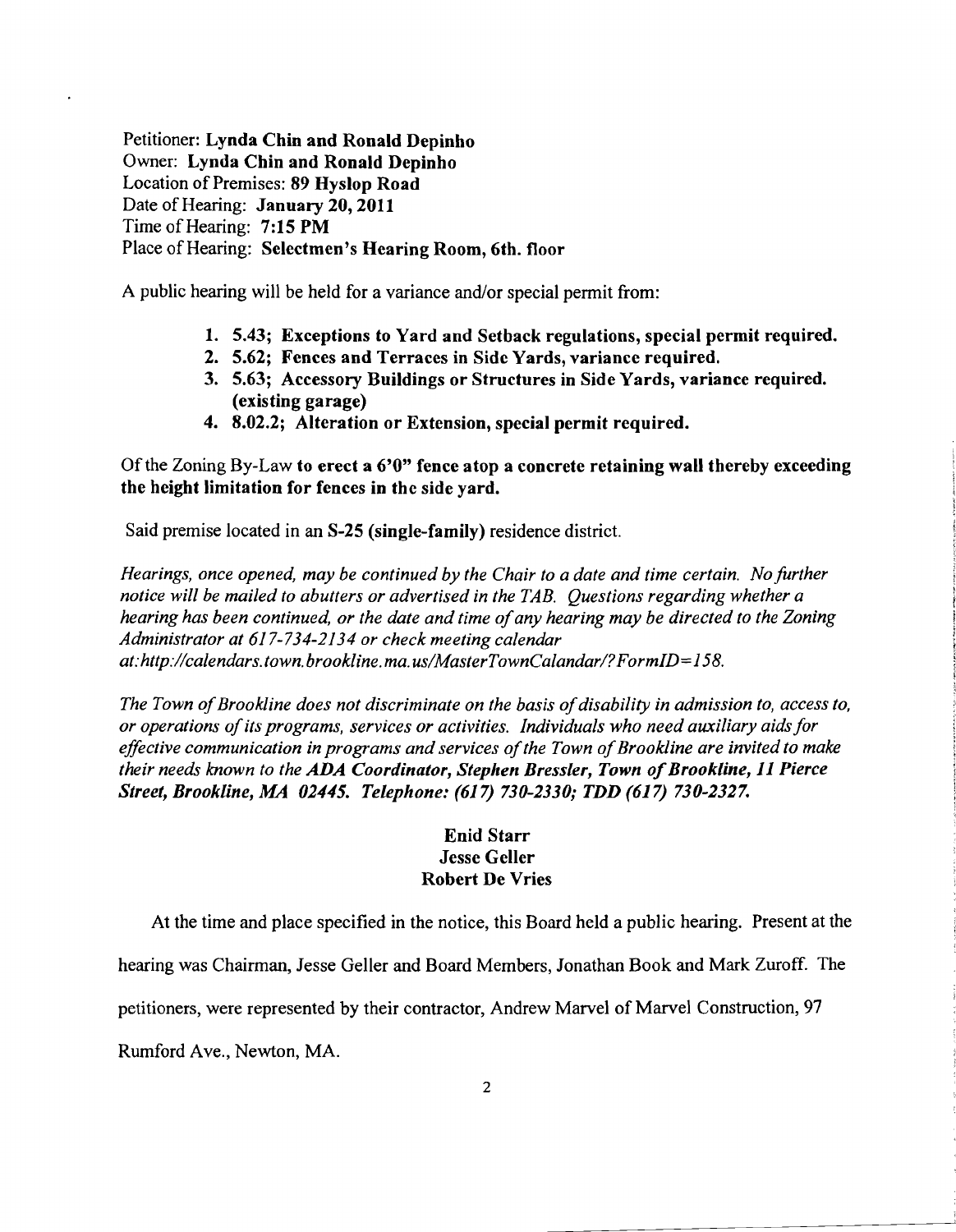Petitioner: **Lynda Chin and Ronald Depinho**
Owner: **Lynda Chin and Ronald Depinho**
Location of Premises: **89 Hyslop Road**
Date of Hearing: **January 20, 2011**
Time of Hearing: **7:15 PM**
Place of Hearing: **Selectmen's Hearing Room, 6th. floor**

A public hearing will be held for a variance and/or special permit from:

1. **5.43; Exceptions to Yard and Setback regulations, special permit required.**
2. **5.62; Fences and Terraces in Side Yards, variance required.**
3. **5.63; Accessory Buildings or Structures in Side Yards, variance required. (existing garage)**
4. **8.02.2; Alteration or Extension, special permit required.**

Of the Zoning By-Law **to erect a 6'0" fence atop a concrete retaining wall thereby exceeding the height limitation for fences in the side yard.**

Said premise located in an **S-25 (single-family)** residence district.

*Hearings, once opened, may be continued by the Chair to a date and time certain. No further notice will be mailed to abutters or advertised in the TAB. Questions regarding whether a hearing has been continued, or the date and time of any hearing may be directed to the Zoning Administrator at 617-734-2134 or check meeting calendar at:http://calendars.town.brookline.ma.us/MasterTownCalandar/?FormID=158.*

*The Town of Brookline does not discriminate on the basis of disability in admission to, access to, or operations of its programs, services or activities. Individuals who need auxiliary aids for effective communication in programs and services of the Town of Brookline are invited to make their needs known to the* ***ADA Coordinator, Stephen Bressler, Town of Brookline, 11 Pierce Street, Brookline, MA 02445. Telephone: (617) 730-2330; TDD (617) 730-2327.***

**Enid Starr**
**Jesse Geller**
**Robert De Vries**

At the time and place specified in the notice, this Board held a public hearing. Present at the hearing was Chairman, Jesse Geller and Board Members, Jonathan Book and Mark Zuroff. The petitioners, were represented by their contractor, Andrew Marvel of Marvel Construction, 97 Rumford Ave., Newton, MA.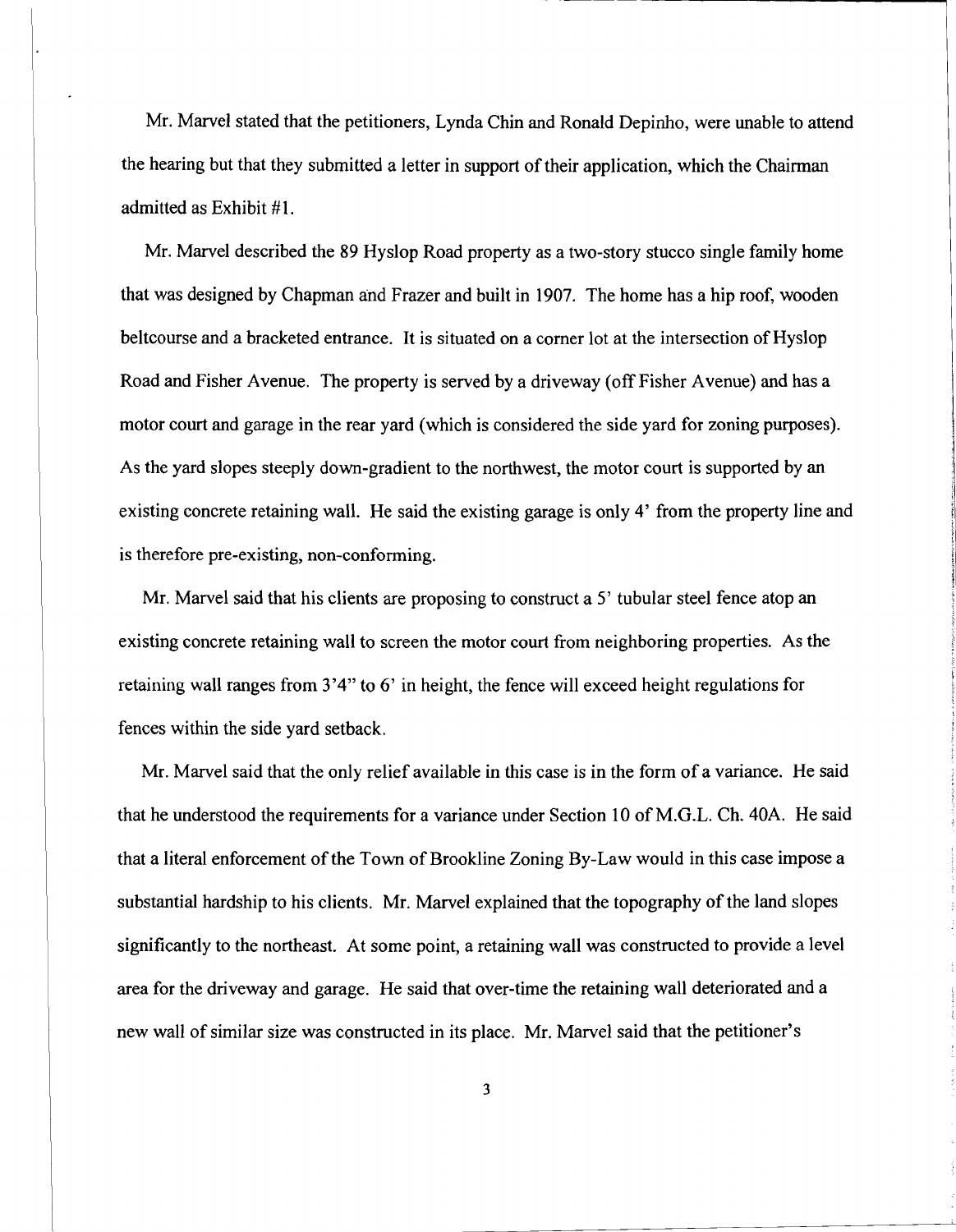Mr. Marvel stated that the petitioners, Lynda Chin and Ronald Depinho, were unable to attend the hearing but that they submitted a letter in support of their application, which the Chairman admitted as Exhibit #1.

Mr. Marvel described the 89 Hyslop Road property as a two-story stucco single family home that was designed by Chapman and Frazer and built in 1907. The home has a hip roof, wooden beltcourse and a bracketed entrance. It is situated on a corner lot at the intersection of Hyslop Road and Fisher Avenue. The property is served by a driveway (off Fisher Avenue) and has a motor court and garage in the rear yard (which is considered the side yard for zoning purposes). As the yard slopes steeply down-gradient to the northwest, the motor court is supported by an existing concrete retaining wall. He said the existing garage is only 4' from the property line and is therefore pre-existing, non-conforming.

Mr. Marvel said that his clients are proposing to construct a 5' tubular steel fence atop an existing concrete retaining wall to screen the motor court from neighboring properties. As the retaining wall ranges from 3'4" to 6' in height, the fence will exceed height regulations for fences within the side yard setback.

Mr. Marvel said that the only relief available in this case is in the form of a variance. He said that he understood the requirements for a variance under Section 10 of M.G.L. Ch. 40A. He said that a literal enforcement of the Town of Brookline Zoning By-Law would in this case impose a substantial hardship to his clients. Mr. Marvel explained that the topography of the land slopes significantly to the northeast. At some point, a retaining wall was constructed to provide a level area for the driveway and garage. He said that over-time the retaining wall deteriorated and a new wall of similar size was constructed in its place. Mr. Marvel said that the petitioner's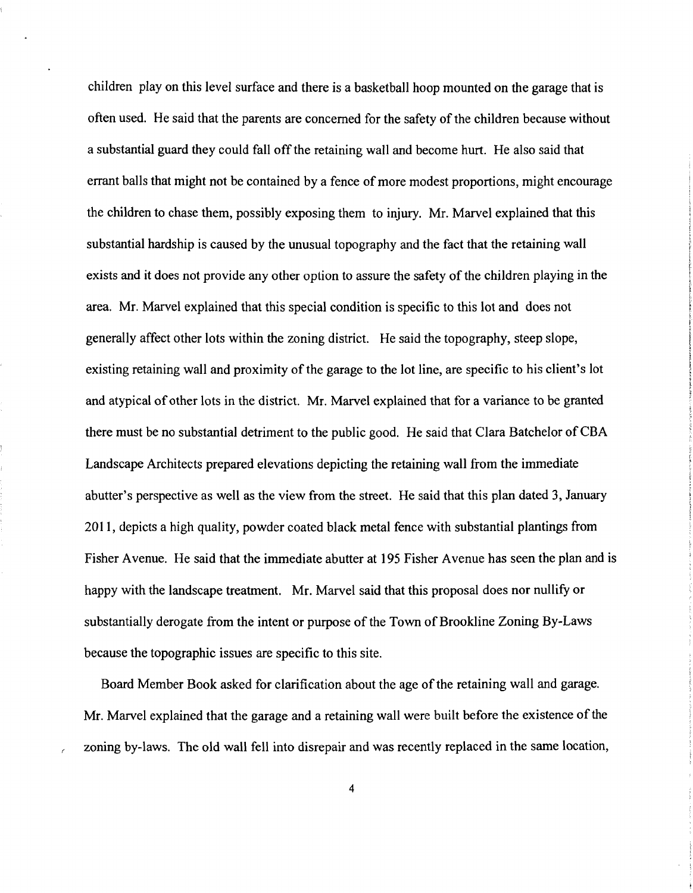children play on this level surface and there is a basketball hoop mounted on the garage that is often used. He said that the parents are concerned for the safety of the children because without a substantial guard they could fall off the retaining wall and become hurt. He also said that errant balls that might not be contained by a fence of more modest proportions, might encourage the children to chase them, possibly exposing them to injury. Mr. Marvel explained that this substantial hardship is caused by the unusual topography and the fact that the retaining wall exists and it does not provide any other option to assure the safety of the children playing in the area. Mr. Marvel explained that this special condition is specific to this lot and does not generally affect other lots within the zoning district. He said the topography, steep slope, existing retaining wall and proximity of the garage to the lot line, are specific to his client's lot and atypical of other lots in the district. Mr. Marvel explained that for a variance to be granted there must be no substantial detriment to the public good. He said that Clara Batchelor of CBA Landscape Architects prepared elevations depicting the retaining wall from the immediate abutter's perspective as well as the view from the street. He said that this plan dated 3, January 2011, depicts a high quality, powder coated black metal fence with substantial plantings from Fisher Avenue. He said that the immediate abutter at 195 Fisher Avenue has seen the plan and is happy with the landscape treatment. Mr. Marvel said that this proposal does nor nullify or substantially derogate from the intent or purpose of the Town of Brookline Zoning By-Laws because the topographic issues are specific to this site.

Board Member Book asked for clarification about the age of the retaining wall and garage. Mr. Marvel explained that the garage and a retaining wall were built before the existence of the zoning by-laws. The old wall fell into disrepair and was recently replaced in the same location,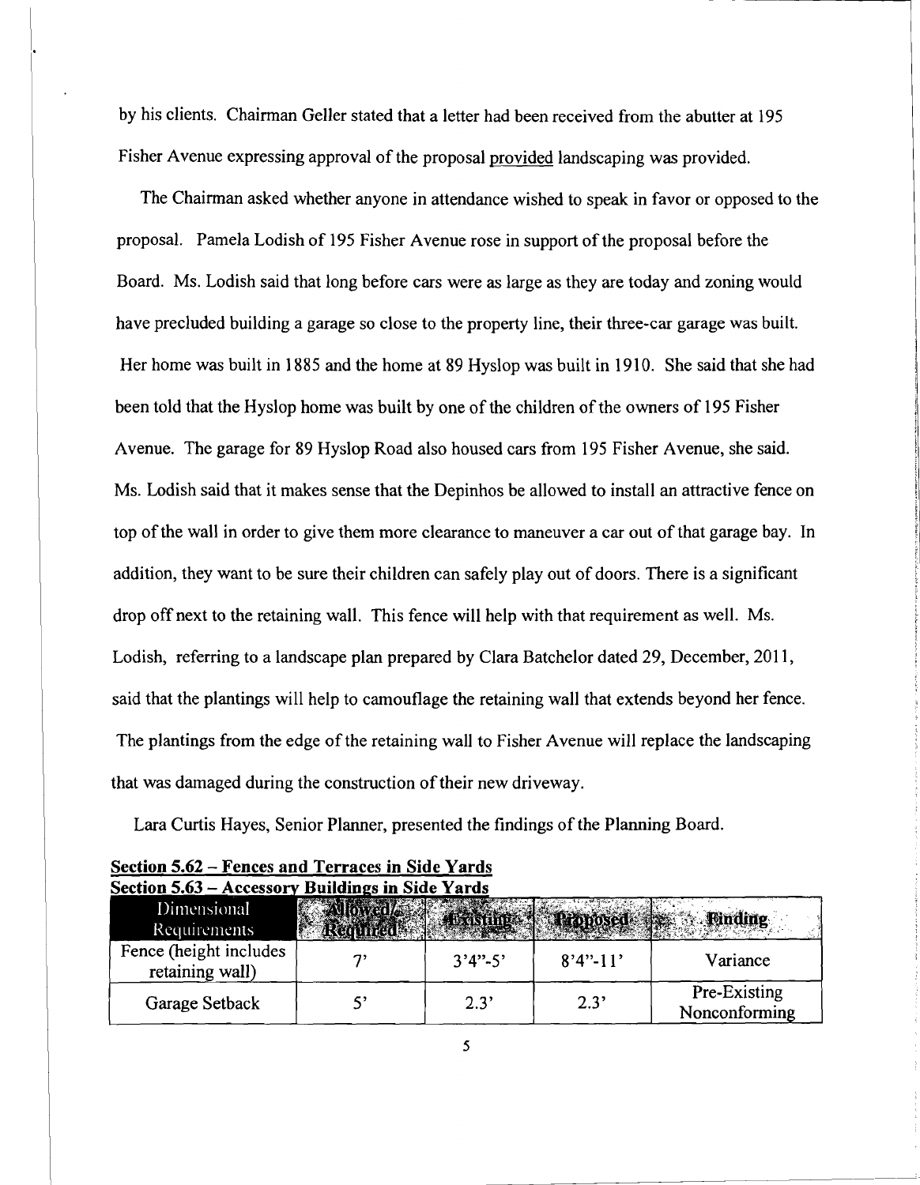by his clients. Chairman Geller stated that a letter had been received from the abutter at 195 Fisher Avenue expressing approval of the proposal provided landscaping was provided.

The Chairman asked whether anyone in attendance wished to speak in favor or opposed to the proposal. Pamela Lodish of 195 Fisher Avenue rose in support of the proposal before the Board. Ms. Lodish said that long before cars were as large as they are today and zoning would have precluded building a garage so close to the property line, their three-car garage was built. Her home was built in 1885 and the home at 89 Hyslop was built in 1910. She said that she had been told that the Hyslop home was built by one of the children of the owners of 195 Fisher Avenue. The garage for 89 Hyslop Road also housed cars from 195 Fisher Avenue, she said. Ms. Lodish said that it makes sense that the Depinhos be allowed to install an attractive fence on top of the wall in order to give them more clearance to maneuver a car out of that garage bay. In addition, they want to be sure their children can safely play out of doors. There is a significant drop off next to the retaining wall. This fence will help with that requirement as well. Ms. Lodish, referring to a landscape plan prepared by Clara Batchelor dated 29, December, 2011, said that the plantings will help to camouflage the retaining wall that extends beyond her fence. The plantings from the edge of the retaining wall to Fisher Avenue will replace the landscaping that was damaged during the construction of their new driveway.

Lara Curtis Hayes, Senior Planner, presented the findings of the Planning Board.

**Section 5.62 – Fences and Terraces in Side Yards**
**Section 5.63 – Accessory Buildings in Side Yards**

| Dimensional Requirements | Allowed/ Required | Existing | Proposed | Finding |
|---|---|---|---|---|
| Fence (height includes retaining wall) | 7' | 3'4"-5' | 8'4"-11' | Variance |
| Garage Setback | 5' | 2.3' | 2.3' | Pre-Existing Nonconforming |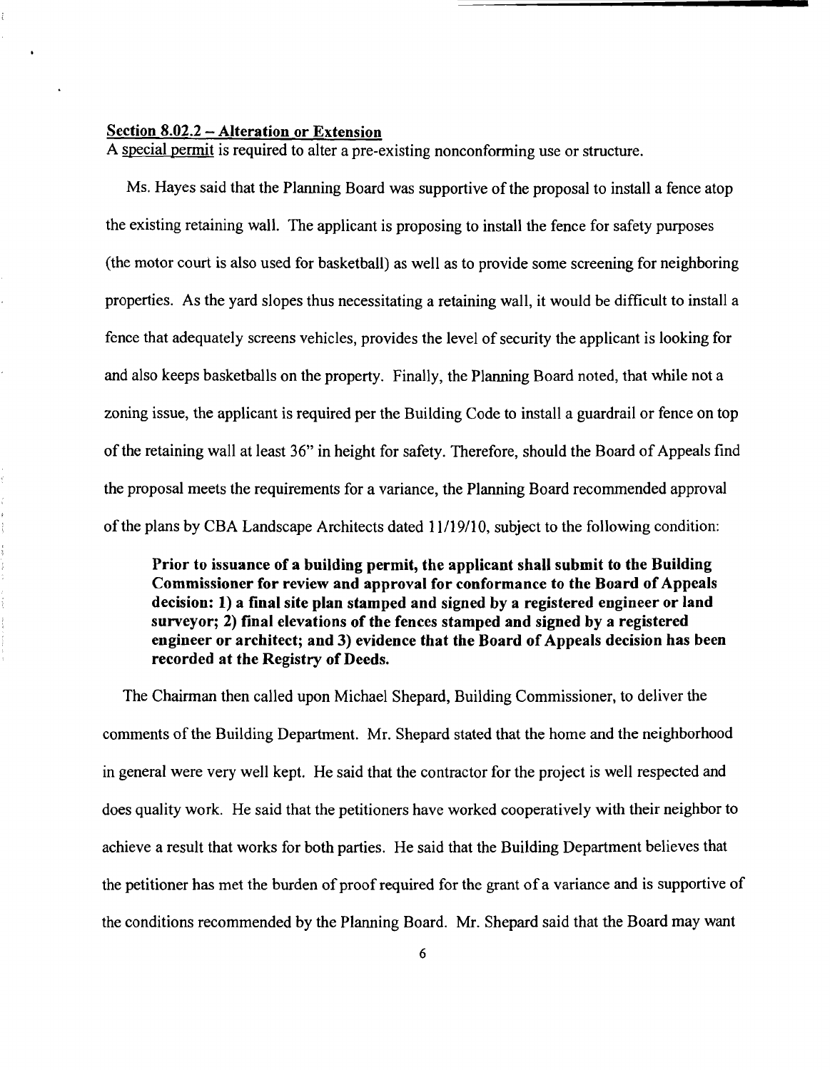**Section 8.02.2 – Alteration or Extension**

A special permit is required to alter a pre-existing nonconforming use or structure.

Ms. Hayes said that the Planning Board was supportive of the proposal to install a fence atop the existing retaining wall. The applicant is proposing to install the fence for safety purposes (the motor court is also used for basketball) as well as to provide some screening for neighboring properties. As the yard slopes thus necessitating a retaining wall, it would be difficult to install a fence that adequately screens vehicles, provides the level of security the applicant is looking for and also keeps basketballs on the property. Finally, the Planning Board noted, that while not a zoning issue, the applicant is required per the Building Code to install a guardrail or fence on top of the retaining wall at least 36" in height for safety. Therefore, should the Board of Appeals find the proposal meets the requirements for a variance, the Planning Board recommended approval of the plans by CBA Landscape Architects dated 11/19/10, subject to the following condition:

> **Prior to issuance of a building permit, the applicant shall submit to the Building Commissioner for review and approval for conformance to the Board of Appeals decision: 1) a final site plan stamped and signed by a registered engineer or land surveyor; 2) final elevations of the fences stamped and signed by a registered engineer or architect; and 3) evidence that the Board of Appeals decision has been recorded at the Registry of Deeds.**

The Chairman then called upon Michael Shepard, Building Commissioner, to deliver the comments of the Building Department. Mr. Shepard stated that the home and the neighborhood in general were very well kept. He said that the contractor for the project is well respected and does quality work. He said that the petitioners have worked cooperatively with their neighbor to achieve a result that works for both parties. He said that the Building Department believes that the petitioner has met the burden of proof required for the grant of a variance and is supportive of the conditions recommended by the Planning Board. Mr. Shepard said that the Board may want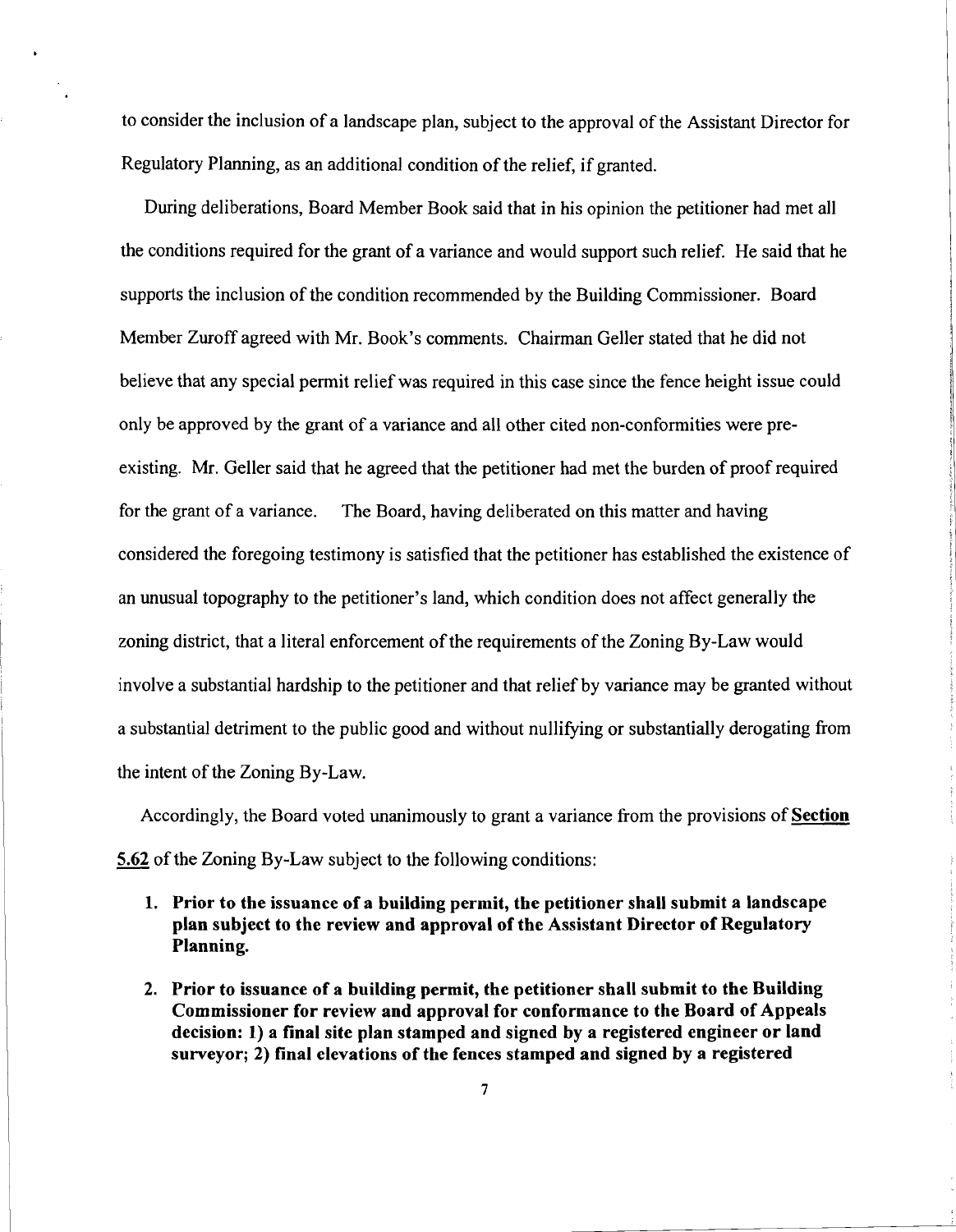to consider the inclusion of a landscape plan, subject to the approval of the Assistant Director for Regulatory Planning, as an additional condition of the relief, if granted.

During deliberations, Board Member Book said that in his opinion the petitioner had met all the conditions required for the grant of a variance and would support such relief. He said that he supports the inclusion of the condition recommended by the Building Commissioner. Board Member Zuroff agreed with Mr. Book's comments. Chairman Geller stated that he did not believe that any special permit relief was required in this case since the fence height issue could only be approved by the grant of a variance and all other cited non-conformities were pre-existing. Mr. Geller said that he agreed that the petitioner had met the burden of proof required for the grant of a variance. The Board, having deliberated on this matter and having considered the foregoing testimony is satisfied that the petitioner has established the existence of an unusual topography to the petitioner's land, which condition does not affect generally the zoning district, that a literal enforcement of the requirements of the Zoning By-Law would involve a substantial hardship to the petitioner and that relief by variance may be granted without a substantial detriment to the public good and without nullifying or substantially derogating from the intent of the Zoning By-Law.

Accordingly, the Board voted unanimously to grant a variance from the provisions of **Section 5.62** of the Zoning By-Law subject to the following conditions:

1. **Prior to the issuance of a building permit, the petitioner shall submit a landscape plan subject to the review and approval of the Assistant Director of Regulatory Planning.**

2. **Prior to issuance of a building permit, the petitioner shall submit to the Building Commissioner for review and approval for conformance to the Board of Appeals decision: 1) a final site plan stamped and signed by a registered engineer or land surveyor; 2) final elevations of the fences stamped and signed by a registered**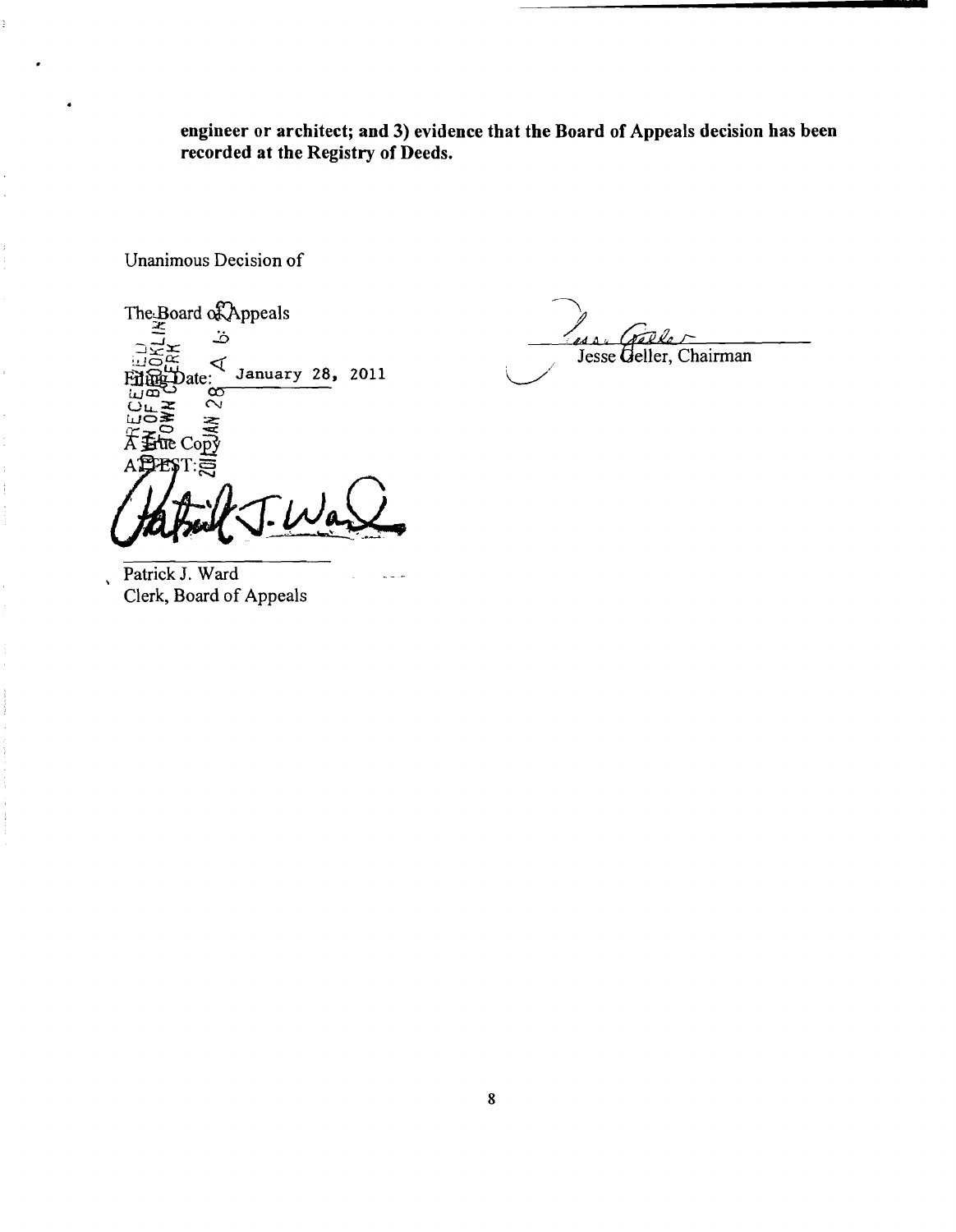**engineer or architect; and 3) evidence that the Board of Appeals decision has been recorded at the Registry of Deeds.**

Unanimous Decision of

The Board of Appeals

Filing Date: January 28, 2011

A True Copy
ATTEST:

Patrick J. Ward
Clerk, Board of Appeals

Jesse Geller, Chairman